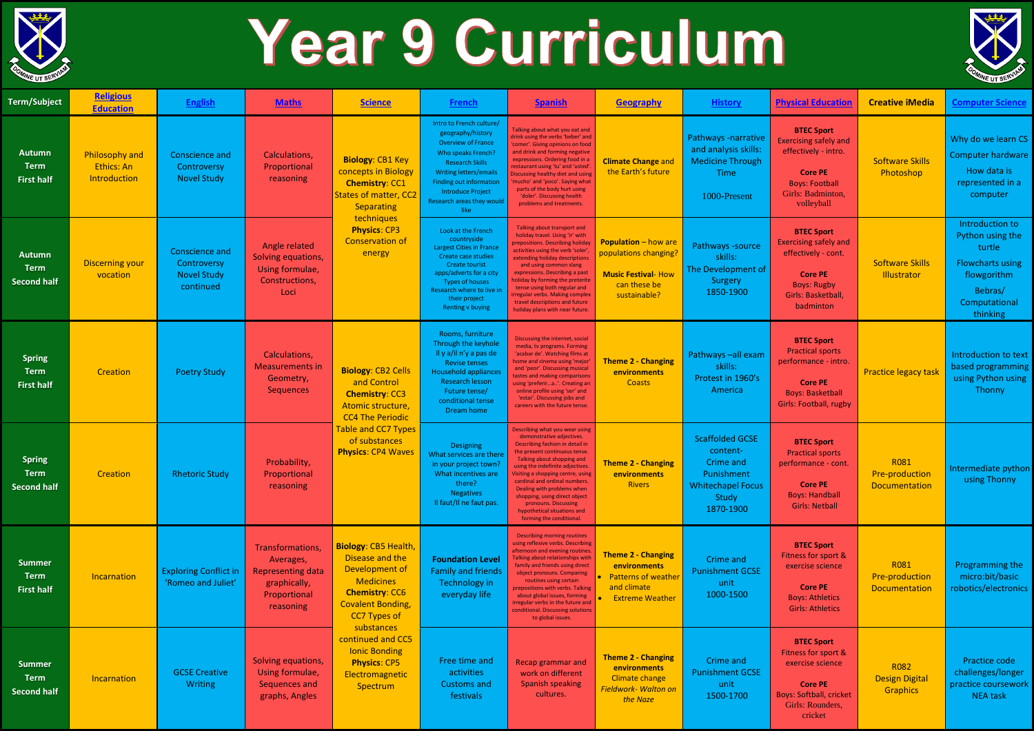# Year 9 Curriculum

| Term/Subject | Religious Education | English | Maths | Science | French | Spanish | Geography | History | Physical Education | Creative iMedia | Computer Science |
|---|---|---|---|---|---|---|---|---|---|---|---|
| Autumn Term First half | Philosophy and Ethics: An Introduction | Conscience and Controversy Novel Study | Calculations, Proportional reasoning | **Biology**: CB1 Key concepts in Biology **Chemistry**: CC1 States of matter, CC2 Separating techniques **Physics**: CP3 Conservation of energy | Intro to French culture/ geography/history Overview of France Who speaks French? Research Skills Writing letters/emails Finding out information Introduce Project Research areas they would like | Talking about what you eat and drink using the verbs 'beber' and 'comer'. Giving opinions on food and drink and forming negative expressions. Ordering food in a restaurant using 'tu' and 'usted'. Discussing healthy diet and using 'mucho' and 'poco'. Saying what parts of the body hurt using 'doler'. Discussing health problems and treatments. | **Climate Change** and the Earth's future | Pathways -narrative and analysis skills: Medicine Through Time 1000-Present | **BTEC Sport** Exercising safely and effectively - intro. **Core PE** Boys: Football Girls: Badminton, volleyball | Software Skills Photoshop | Why do we learn CS Computer hardware How data is represented in a computer |
| Autumn Term Second half | Discerning your vocation | Conscience and Controversy Novel Study continued | Angle related Solving equations, Using formulae, Constructions, Loci | | Look at the French countryside Largest Cities in France Create case studies Create tourist apps/adverts for a city Types of houses Research where to live in their project Renting v buying | Talking about transport and holiday travel. Using 'ir' with prepositions. Describing holiday activities using the verb 'soler', extending holiday descriptions and using common slang expressions. Describing a past holiday by forming the preterite tense using both regular and irregular verbs. Making complex travel descriptions and future holiday plans with near future. | **Population** – how are populations changing? **Music Festival**- How can these be sustainable? | Pathways -source skills: The Development of Surgery 1850-1900 | **BTEC Sport** Exercising safely and effectively - cont. **Core PE** Boys: Rugby Girls: Basketball, badminton | Software Skills Illustrator | Introduction to Python using the turtle Flowcharts using flowgorithm Bebras/ Computational thinking |
| Spring Term First half | Creation | Poetry Study | Calculations, Measurements in Geometry, Sequences | **Biology**: CB2 Cells and Control **Chemistry**: CC3 Atomic structure, CC4 The Periodic Table and CC7 Types of substances **Physics**: CP4 Waves | Rooms, furniture Through the keyhole Il y a/il n'y a pas de Revise tenses Household appliances Research lesson Future tense/ conditional tense Dream home | Discussing the internet, social media, tv programs. Forming 'acabar de'. Watching films at home and cinema using 'mejor' and 'peor'. Discussing musical tastes and making comparisons using 'preferir…a..'. Creating an online profile using 'ser' and 'estar'. Discussing jobs and careers with the future tense. | **Theme 2 - Changing environments** Coasts | Pathways –all exam skills: Protest in 1960's America | **BTEC Sport** Practical sports performance - intro. **Core PE** Boys: Basketball Girls: Football, rugby | Practice legacy task | Introduction to text based programming using Python using Thonny |
| Spring Term Second half | Creation | Rhetoric Study | Probability, Proportional reasoning | | Designing What services are there in your project town? What incentives are there? Negatives Il faut/Il ne faut pas. | Describing what you wear using demonstrative adjectives. Describing fashion in detail in the present continuous tense. Talking about shopping and using the indefinite adjectives. Visiting a shopping centre, using cardinal and ordinal numbers. Dealing with problems when shopping, using direct object pronouns. Discussing hypothetical situations and forming the conditional. | **Theme 2 - Changing environments** Rivers | Scaffolded GCSE content- Crime and Punishment Whitechapel Focus Study 1870-1900 | **BTEC Sport** Practical sports performance - cont. **Core PE** Boys: Handball Girls: Netball | R081 Pre-production Documentation | Intermediate python using Thonny |
| Summer Term First half | Incarnation | Exploring Conflict in 'Romeo and Juliet' | Transformations, Averages, Representing data graphically, Proportional reasoning | **Biology**: CB5 Health, Disease and the Development of Medicines **Chemistry**: CC6 Covalent Bonding, CC7 Types of substances continued and CC5 Ionic Bonding **Physics**: CP5 Electromagnetic Spectrum | **Foundation Level** Family and friends Technology in everyday life | Describing morning routines using reflexive verbs. Describing afternoon and evening routines. Talking about relationships with family and friends using direct object pronouns. Comparing routines using certain prepositions with verbs. Talking about global issues, forming irregular verbs in the future and conditional. Discussing solutions to global issues. | **Theme 2 - Changing environments** • Patterns of weather and climate • Extreme Weather | Crime and Punishment GCSE unit 1000-1500 | **BTEC Sport** Fitness for sport & exercise science **Core PE** Boys: Athletics Girls: Athletics | R081 Pre-production Documentation | Programming the micro:bit/basic robotics/electronics |
| Summer Term Second half | Incarnation | GCSE Creative Writing | Solving equations, Using formulae, Sequences and graphs, Angles | | Free time and activities Customs and festivals | Recap grammar and work on different Spanish speaking cultures. | **Theme 2 - Changing environments** Climate change *Fieldwork- Walton on the Naze* | Crime and Punishment GCSE unit 1500-1700 | **BTEC Sport** Fitness for sport & exercise science **Core PE** Boys: Softball, cricket Girls: Rounders, cricket | R082 Design Digital Graphics | Practice code challenges/longer practice coursework NEA task |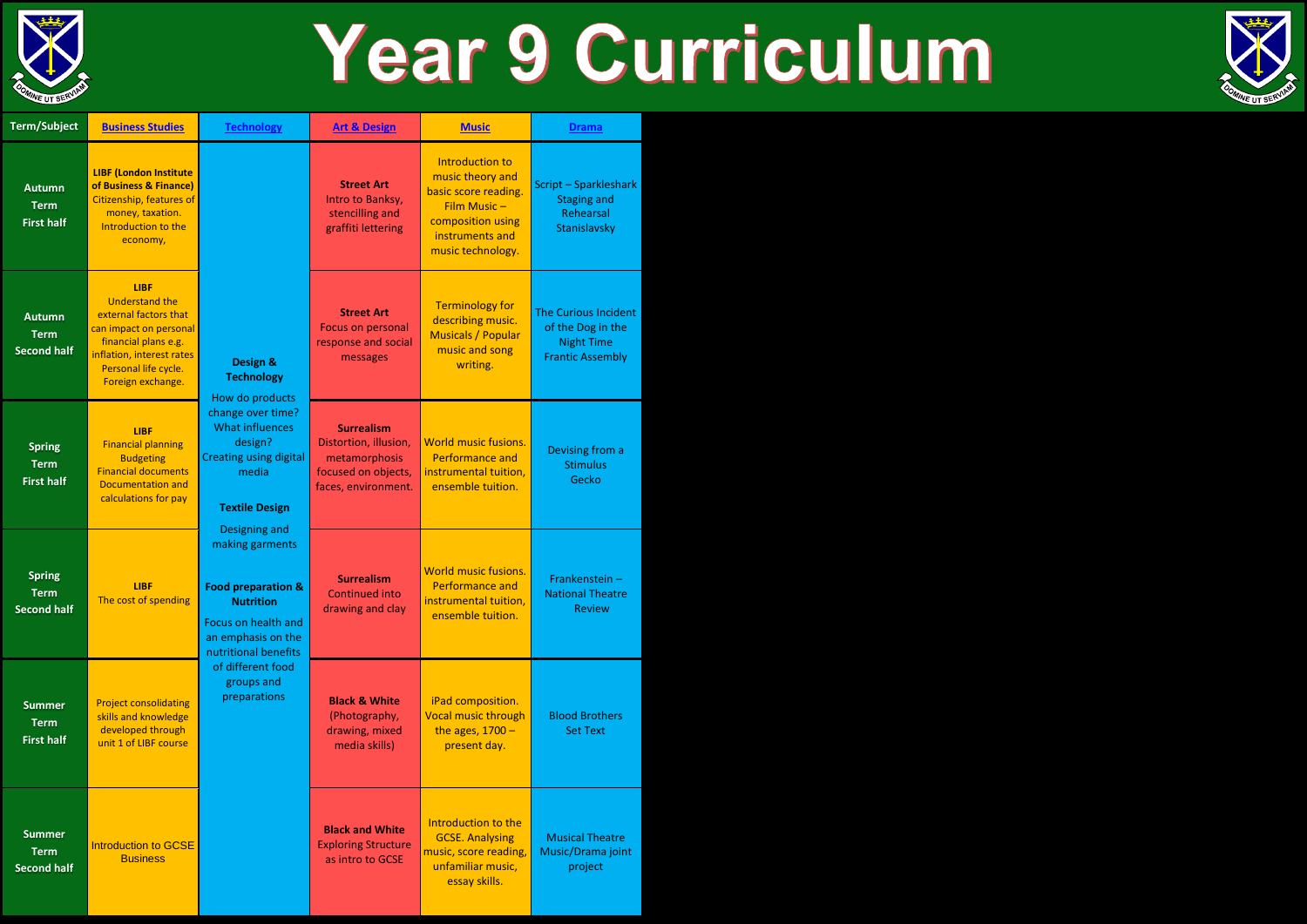# Year 9 Curriculum

| Term/Subject | Business Studies | Technology | Art & Design | Music | Drama |
|---|---|---|---|---|---|
| Autumn Term First half | **LIBF (London Institute of Business & Finance)** Citizenship, features of money, taxation. Introduction to the economy, | **Design & Technology** How do products change over time? What influences design? Creating using digital media **Textile Design** Designing and making garments **Food preparation & Nutrition** Focus on health and an emphasis on the nutritional benefits of different food groups and preparations | **Street Art** Intro to Banksy, stencilling and graffiti lettering | Introduction to music theory and basic score reading. Film Music – composition using instruments and music technology. | Script – Sparkleshark Staging and Rehearsal Stanislavsky |
| Autumn Term Second half | **LIBF** Understand the external factors that can impact on personal financial plans e.g. inflation, interest rates Personal life cycle. Foreign exchange. | | **Street Art** Focus on personal response and social messages | Terminology for describing music. Musicals / Popular music and song writing. | The Curious Incident of the Dog in the Night Time Frantic Assembly |
| Spring Term First half | **LIBF** Financial planning Budgeting Financial documents Documentation and calculations for pay | | **Surrealism** Distortion, illusion, metamorphosis focused on objects, faces, environment. | World music fusions. Performance and instrumental tuition, ensemble tuition. | Devising from a Stimulus Gecko |
| Spring Term Second half | **LIBF** The cost of spending | | **Surrealism** Continued into drawing and clay | World music fusions. Performance and instrumental tuition, ensemble tuition. | Frankenstein – National Theatre Review |
| Summer Term First half | Project consolidating skills and knowledge developed through unit 1 of LIBF course | | **Black & White** (Photography, drawing, mixed media skills) | iPad composition. Vocal music through the ages, 1700 – present day. | Blood Brothers Set Text |
| Summer Term Second half | Introduction to GCSE Business | | **Black and White** Exploring Structure as intro to GCSE | Introduction to the GCSE. Analysing music, score reading, unfamiliar music, essay skills. | Musical Theatre Music/Drama joint project |